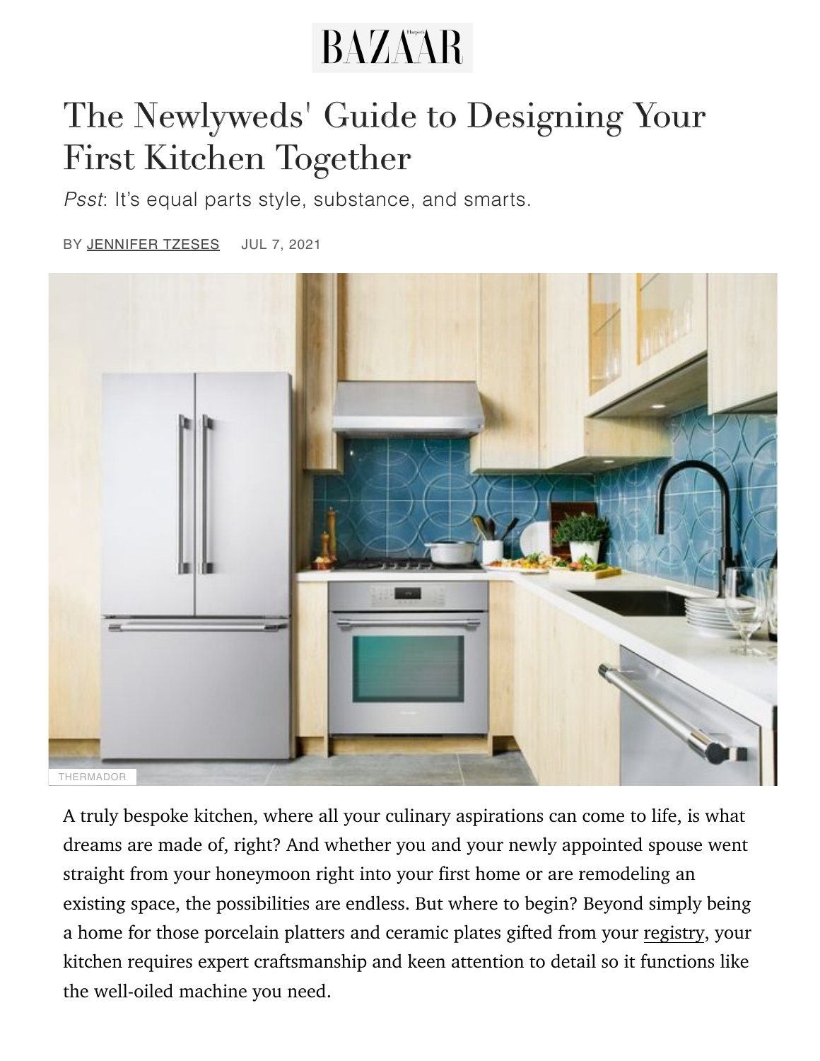BAZAAR

# The Newlyweds' Guide to Designing Your First Kitchen Together

*Psst*: It's equal parts style, substance, and smarts.

BY JENNIFER TZESES JUL 7, 2021

THERMADOR

A truly bespoke kitchen, where all your culinary aspirations can come to life, is what dreams are made of, right? And whether you and your newly appointed spouse went straight from your honeymoon right into your first home or are remodeling an existing space, the possibilities are endless. But where to begin? Beyond simply being a home for those porcelain platters and ceramic plates gifted from your registry, your kitchen requires expert craftsmanship and keen attention to detail so it functions like the well-oiled machine you need.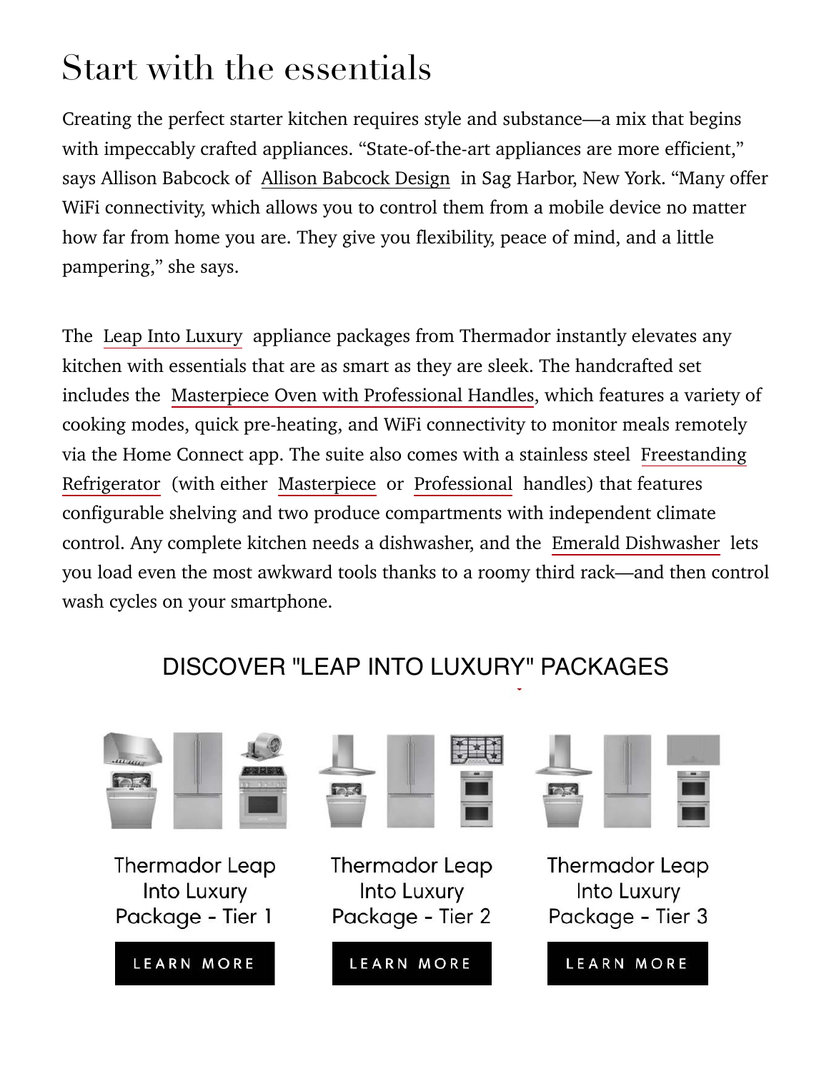# Start with the essentials

Creating the perfect starter kitchen requires style and substance—a mix that begins with impeccably crafted appliances. "State-of-the-art appliances are more efficient," says Allison Babcock of Allison Babcock Design in Sag Harbor, New York. "Many offer WiFi connectivity, which allows you to control them from a mobile device no matter how far from home you are. They give you flexibility, peace of mind, and a little pampering," she says.

The Leap Into Luxury appliance packages from Thermador instantly elevates any kitchen with essentials that are as smart as they are sleek. The handcrafted set includes the Masterpiece Oven with Professional Handles, which features a variety of cooking modes, quick pre-heating, and WiFi connectivity to monitor meals remotely via the Home Connect app. The suite also comes with a stainless steel Freestanding Refrigerator (with either Masterpiece or Professional handles) that features configurable shelving and two produce compartments with independent climate control. Any complete kitchen needs a dishwasher, and the Emerald Dishwasher lets you load even the most awkward tools thanks to a roomy third rack—and then control wash cycles on your smartphone.

## DISCOVER "LEAP INTO LUXURY" PACKAGES

Thermador Leap Into Luxury Package - Tier 1

LEARN MORE

Thermador Leap Into Luxury Package - Tier 2

LEARN MORE

Thermador Leap Into Luxury Package - Tier 3

LEARN MORE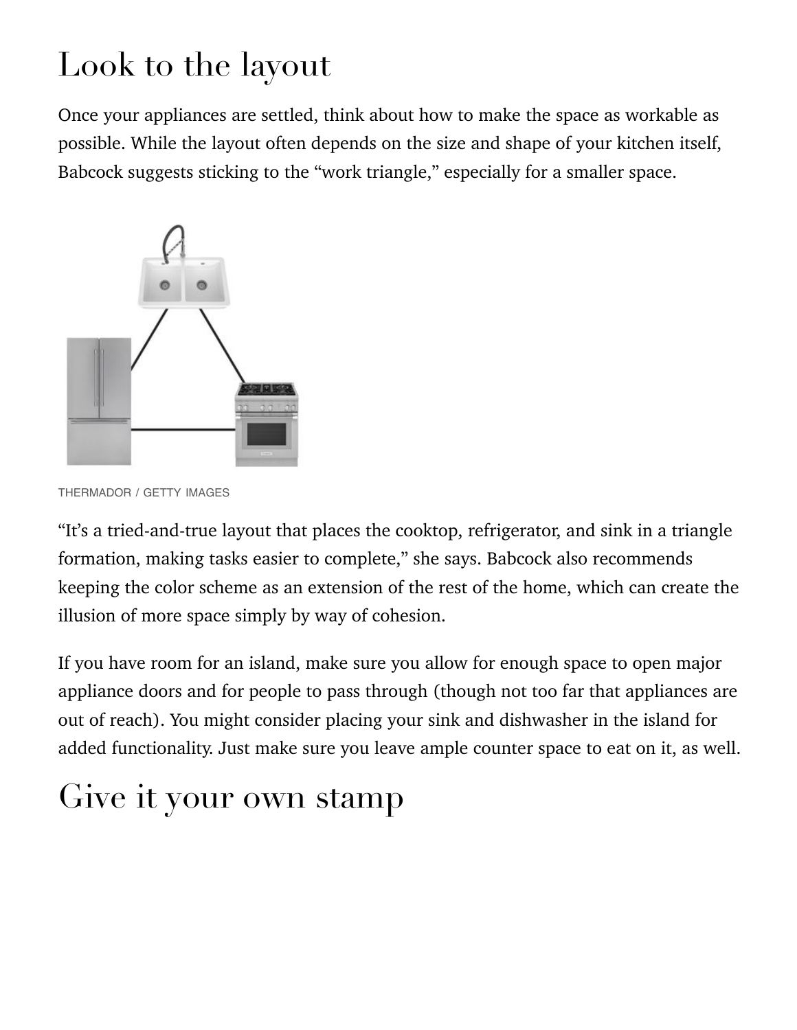## Look to the layout

Once your appliances are settled, think about how to make the space as workable as possible. While the layout often depends on the size and shape of your kitchen itself, Babcock suggests sticking to the "work triangle," especially for a smaller space.

THERMADOR / GETTY IMAGES

"It's a tried-and-true layout that places the cooktop, refrigerator, and sink in a triangle formation, making tasks easier to complete," she says. Babcock also recommends keeping the color scheme as an extension of the rest of the home, which can create the illusion of more space simply by way of cohesion.

If you have room for an island, make sure you allow for enough space to open major appliance doors and for people to pass through (though not too far that appliances are out of reach). You might consider placing your sink and dishwasher in the island for added functionality. Just make sure you leave ample counter space to eat on it, as well.

## Give it your own stamp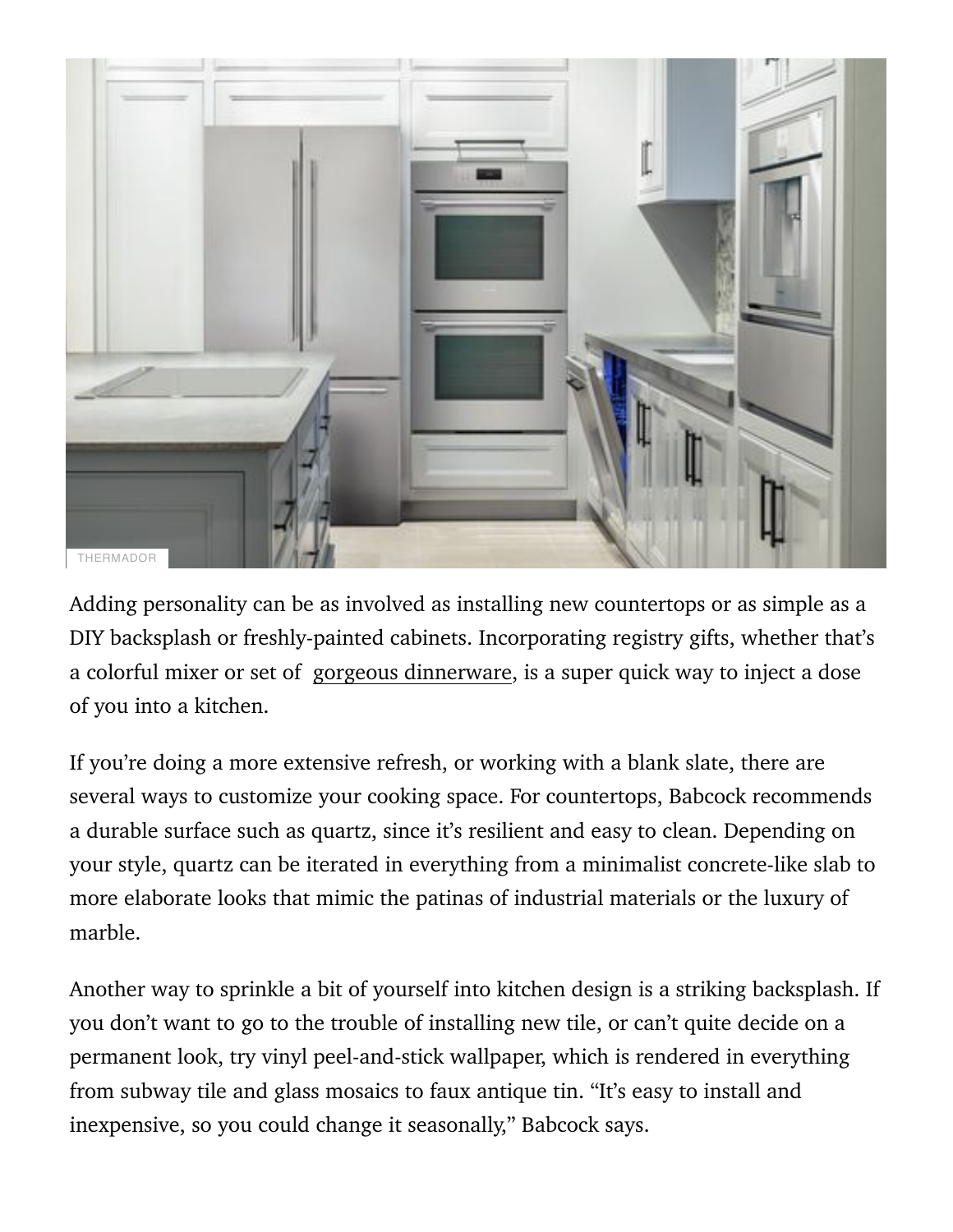THERMADOR

Adding personality can be as involved as installing new countertops or as simple as a DIY backsplash or freshly-painted cabinets. Incorporating registry gifts, whether that's a colorful mixer or set of gorgeous dinnerware, is a super quick way to inject a dose of you into a kitchen.

If you're doing a more extensive refresh, or working with a blank slate, there are several ways to customize your cooking space. For countertops, Babcock recommends a durable surface such as quartz, since it's resilient and easy to clean. Depending on your style, quartz can be iterated in everything from a minimalist concrete-like slab to more elaborate looks that mimic the patinas of industrial materials or the luxury of marble.

Another way to sprinkle a bit of yourself into kitchen design is a striking backsplash. If you don't want to go to the trouble of installing new tile, or can't quite decide on a permanent look, try vinyl peel-and-stick wallpaper, which is rendered in everything from subway tile and glass mosaics to faux antique tin. "It's easy to install and inexpensive, so you could change it seasonally," Babcock says.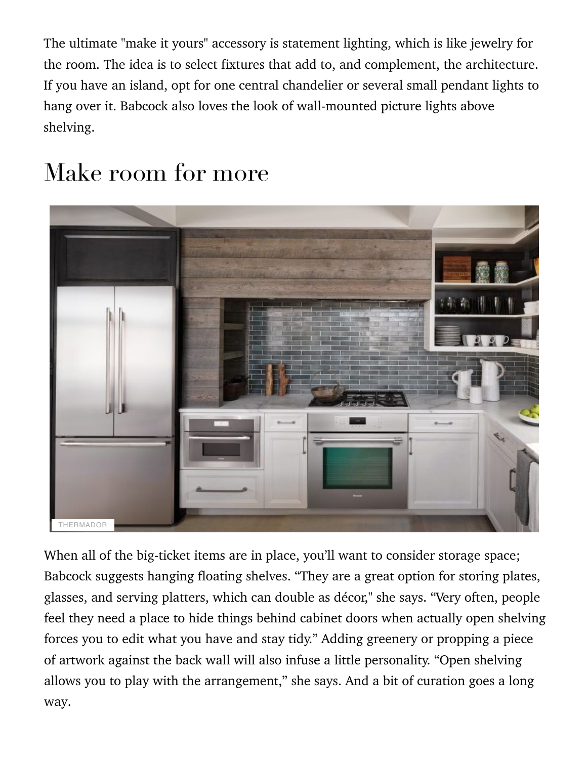The ultimate "make it yours" accessory is statement lighting, which is like jewelry for the room. The idea is to select fixtures that add to, and complement, the architecture. If you have an island, opt for one central chandelier or several small pendant lights to hang over it. Babcock also loves the look of wall-mounted picture lights above shelving.

## Make room for more

THERMADOR

When all of the big-ticket items are in place, you'll want to consider storage space; Babcock suggests hanging floating shelves. "They are a great option for storing plates, glasses, and serving platters, which can double as décor," she says. "Very often, people feel they need a place to hide things behind cabinet doors when actually open shelving forces you to edit what you have and stay tidy." Adding greenery or propping a piece of artwork against the back wall will also infuse a little personality. "Open shelving allows you to play with the arrangement," she says. And a bit of curation goes a long way.